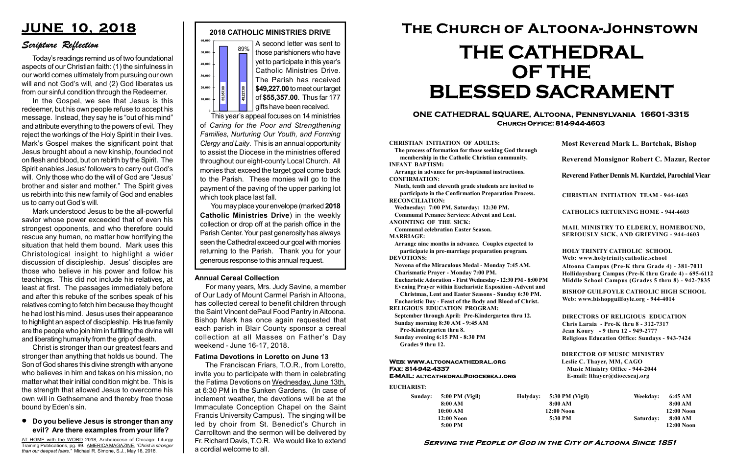# JUNE 10, 2018

## Scripture Reflection

Today's readings remind us of two foundational aspects of our Christian faith: (1) the sinfulness in our world comes ultimately from pursuing our own will and not God's will, and (2) God liberates us from our sinful condition through the Redeemer.

In the Gospel, we see that Jesus is this redeemer, but his own people refuse to accept his message. Instead, they say he is "out of his mind" and attribute everything to the powers of evil. They reject the workings of the Holy Spirit in their lives. Mark's Gospel makes the significant point that Jesus brought about a new kinship, founded not on flesh and blood, but on rebirth by the Spirit. The Spirit enables Jesus' followers to carry out God's will. Only those who do the will of God are "Jesus' brother and sister and mother." The Spirit gives us rebirth into this new family of God and enables us to carry out God's will.

Mark understood Jesus to be the all-powerful savior whose power exceeded that of even his strongest opponents, and who therefore could rescue any human, no matter how horrifying the situation that held them bound. Mark uses this Christological insight to highlight a wider discussion of discipleship. Jesus' disciples are those who believe in his power and follow his teachings. This did not include his relatives, at least at first. The passages immediately before and after this rebuke of the scribes speak of his relatives coming to fetch him because they thought he had lost his mind. Jesus uses their appearance to highlight an aspect of discipleship. His true family are the people who join him in fulfilling the divine will and liberating humanity from the grip of death.

Christ is stronger than our greatest fears and stronger than anything that holds us bound. The Son of God shares this divine strength with anyone who believes in him and takes on his mission, no matter what their initial condition might be. This is the strength that allowed Jesus to overcome his own will in Gethsemane and thereby free those bound by Eden's sin.

- **Do you believe Jesus is stronger than any evil? Are there examples from your life?**

AT HOME with the WORD 2018, Archdiocese of Chicago: Liturgy Training Publications, pg. 99. AMERICA MAGAZINE, *"Christ is stronger than our deepest fears."* Michael R. Simone, S.J., May 18, 2018.

## 2018 CATHOLIC MINISTRIES DRIVE

[Bar chart: target 55,357.00; received 49,227.00; 89%]

A second letter was sent to those parishioners who have yet to participate in this year's Catholic Ministries Drive. The Parish has received **$49,227.00** to meet our target of **$55,357.00**. Thus far 177 gifts have been received.

This year's appeal focuses on 14 ministries of *Caring for the Poor and Strengthening Families, Nurturing Our Youth, and Forming Clergy and Laity*. This is an annual opportunity to assist the Diocese in the ministries offered throughout our eight-county Local Church. All monies that exceed the target goal come back to the Parish. These monies will go to the payment of the paving of the upper parking lot which took place last fall.

You may place your envelope (marked **2018 Catholic Ministries Drive**) in the weekly collection or drop off at the parish office in the Parish Center. Your past generosity has always seen the Cathedral exceed our goal with monies returning to the Parish. Thank you for your generous response to this annual request.

### Annual Cereal Collection

For many years, Mrs. Judy Savine, a member of Our Lady of Mount Carmel Parish in Altoona, has collected cereal to benefit children through the Saint Vincent dePaul Food Pantry in Altoona. Bishop Mark has once again requested that each parish in Blair County sponsor a cereal collection at all Masses on Father's Day weekend - June 16-17, 2018.

### Fatima Devotions in Loretto on June 13

The Franciscan Friars, T.O.R., from Loretto, invite you to participate with them in celebrating the Fatima Devotions on Wednesday, June 13th, at 6:30 PM in the Sunken Gardens. (In case of inclement weather, the devotions will be at the Immaculate Conception Chapel on the Saint Francis University Campus). The singing will be led by choir from St. Benedict's Church in Carrolltown and the sermon will be delivered by Fr. Richard Davis, T.O.R. We would like to extend a cordial welcome to all.

# The Church of Altoona-Johnstown

# THE CATHEDRAL OF THE BLESSED SACRAMENT

**ONE CATHEDRAL SQUARE, Altoona, Pennsylvania 16601-3315**
**Church Office: 814-944-4603**

**CHRISTIAN INITIATION OF ADULTS:**
The process of formation for those seeking God through membership in the Catholic Christian community.
**INFANT BAPTISM:**
Arrange in advance for pre-baptismal instructions.
**CONFIRMATION:**
Ninth, tenth and eleventh grade students are invited to participate in the Confirmation Preparation Process.
**RECONCILIATION:**
Wednesday: 7:00 PM, Saturday: 12:30 PM.
Communal Penance Services: Advent and Lent.
**ANOINTING OF THE SICK:**
Communal celebration Easter Season.
**MARRIAGE:**
Arrange nine months in advance. Couples expected to participate in pre-marriage preparation program.
**DEVOTIONS:**
Novena of the Miraculous Medal - Monday 7:45 AM.
Charismatic Prayer - Monday 7:00 PM.
Eucharistic Adoration - First Wednesday - 12:30 PM - 8:00 PM
Evening Prayer within Eucharistic Exposition -Advent and Christmas, Lent and Easter Seasons - Sunday 6:30 PM.
Eucharistic Day - Feast of the Body and Blood of Christ.
**RELIGIOUS EDUCATION PROGRAM:**
September through April: Pre-Kindergarten thru 12.
Sunday morning 8:30 AM - 9:45 AM
Pre-Kindergarten thru 8.
Sunday evening 6:15 PM - 8:30 PM
Grades 9 thru 12.

**Most Reverend Mark L. Bartchak, Bishop**

**Reverend Monsignor Robert C. Mazur, Rector**

**Reverend Father Dennis M. Kurdziel, Parochial Vicar**

**CHRISTIAN INITIATION TEAM - 944-4603**

**CATHOLICS RETURNING HOME - 944-4603**

**MAIL MINISTRY TO ELDERLY, HOMEBOUND, SERIOUSLY SICK, AND GRIEVING - 944-4603**

**HOLY TRINITY CATHOLIC SCHOOL**
**Web: www.holytrinitycatholic.school**
Altoona Campus (Pre-K thru Grade 4) - 381-7011
Hollidaysburg Campus (Pre-K thru Grade 4) - 695-6112
Middle School Campus (Grades 5 thru 8) - 942-7835

**BISHOP GUILFOYLE CATHOLIC HIGH SCHOOL**
**Web: www.bishopguilfoyle.org - 944-4014**

**DIRECTORS OF RELIGIOUS EDUCATION**
Chris Laraia - Pre-K thru 8 - 312-7317
Jean Koury - 9 thru 12 - 949-2777
Religious Education Office: Sundays - 943-7424

**DIRECTOR OF MUSIC MINISTRY**
Leslie C. Thayer, MM, CAGO
Music Ministry Office - 944-2044
E-mail: lthayer@dioceseaj.org

**Web: www.altoonacathedral.org**
**Fax: 814-942-4337**
**E-MAIL: altcathedral@dioceseaj.org**

**EUCHARIST:**

| Sunday: | | Holyday: | | Weekday: | |
|---|---|---|---|---|---|
| | 5:00 PM (Vigil) | | 5:30 PM (Vigil) | | 6:45 AM |
| | 8:00 AM | | 8:00 AM | | 8:00 AM |
| | 10:00 AM | | 12:00 Noon | | 12:00 Noon |
| | 12:00 Noon | | 5:30 PM | Saturday: | 8:00 AM |
| | 5:00 PM | | | | 12:00 Noon |

**Serving the People of God in the City of Altoona Since 1851**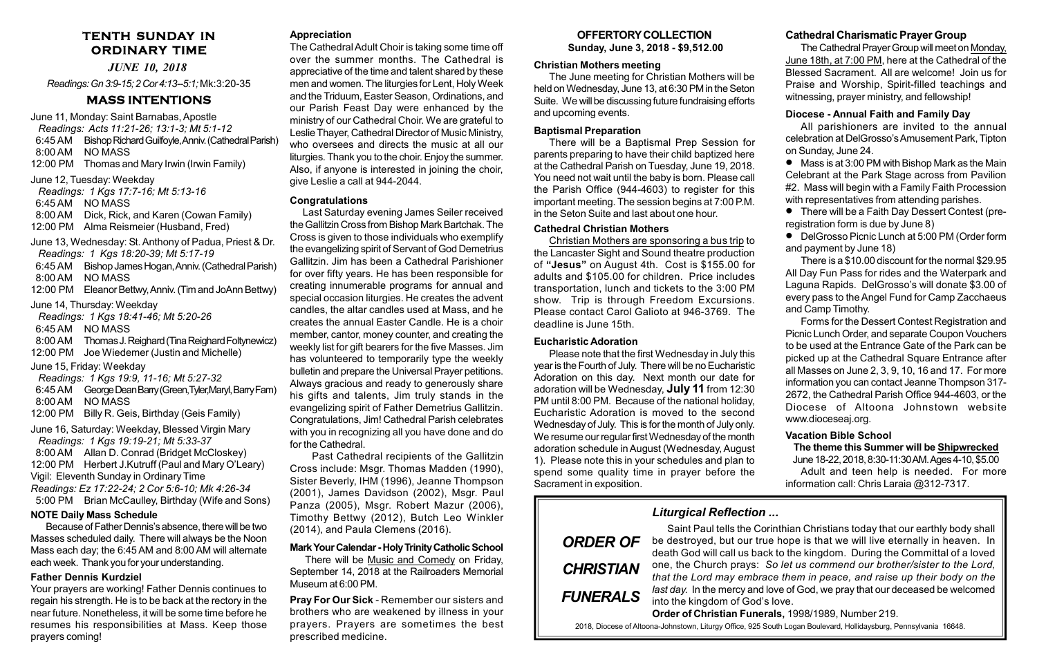# TENTH SUNDAY IN ORDINARY TIME

*JUNE 10, 2018*

*Readings: Gn 3:9-15; 2 Cor 4:13--5:1;* Mk:3:20-35

## MASS INTENTIONS

June 11, Monday: Saint Barnabas, Apostle
*Readings: Acts 11:21-26; 13:1-3; Mt 5:1-12*
6:45 AM Bishop Richard Guilfoyle, Anniv. (Cathedral Parish)
8:00 AM NO MASS
12:00 PM Thomas and Mary Irwin (Irwin Family)

June 12, Tuesday: Weekday
*Readings: 1 Kgs 17:7-16; Mt 5:13-16*
6:45 AM NO MASS
8:00 AM Dick, Rick, and Karen (Cowan Family)
12:00 PM Alma Reismeier (Husband, Fred)

June 13, Wednesday: St. Anthony of Padua, Priest & Dr.
*Readings: 1 Kgs 18:20-39; Mt 5:17-19*
6:45 AM Bishop James Hogan, Anniv. (Cathedral Parish)
8:00 AM NO MASS
12:00 PM Eleanor Bettwy, Anniv. (Tim and JoAnn Bettwy)

June 14, Thursday: Weekday
*Readings: 1 Kgs 18:41-46; Mt 5:20-26*
6:45 AM NO MASS
8:00 AM Thomas J. Reighard (Tina Reighard Foltynewicz)
12:00 PM Joe Wiedemer (Justin and Michelle)

June 15, Friday: Weekday
*Readings: 1 Kgs 19:9, 11-16; Mt 5:27-32*
6:45 AM George Dean Barry (Green, Tyler, Maryl, Barry Fam)
8:00 AM NO MASS
12:00 PM Billy R. Geis, Birthday (Geis Family)

June 16, Saturday: Weekday, Blessed Virgin Mary
*Readings: 1 Kgs 19:19-21; Mt 5:33-37*
8:00 AM Allan D. Conrad (Bridget McCloskey)
12:00 PM Herbert J.Kutruff (Paul and Mary O'Leary)
Vigil: Eleventh Sunday in Ordinary Time
*Readings: Ez 17:22-24; 2 Cor 5:6-10; Mk 4:26-34*
5:00 PM Brian McCaulley, Birthday (Wife and Sons)

### NOTE Daily Mass Schedule

Because of Father Dennis's absence, there will be two Masses scheduled daily. There will always be the Noon Mass each day; the 6:45 AM and 8:00 AM will alternate each week. Thank you for your understanding.

### Father Dennis Kurdziel

Your prayers are working! Father Dennis continues to regain his strength. He is to be back at the rectory in the near future. Nonetheless, it will be some time before he resumes his responsibilities at Mass. Keep those prayers coming!

### Appreciation

The Cathedral Adult Choir is taking some time off over the summer months. The Cathedral is appreciative of the time and talent shared by these men and women. The liturgies for Lent, Holy Week and the Triduum, Easter Season, Ordinations, and our Parish Feast Day were enhanced by the ministry of our Cathedral Choir. We are grateful to Leslie Thayer, Cathedral Director of Music Ministry, who oversees and directs the music at all our liturgies. Thank you to the choir. Enjoy the summer. Also, if anyone is interested in joining the choir, give Leslie a call at 944-2044.

### Congratulations

Last Saturday evening James Seiler received the Gallitzin Cross from Bishop Mark Bartchak. The Cross is given to those individuals who exemplify the evangelizing spirit of Servant of God Demetrius Gallitzin. Jim has been a Cathedral Parishioner for over fifty years. He has been responsible for creating innumerable programs for annual and special occasion liturgies. He creates the advent candles, the altar candles used at Mass, and he creates the annual Easter Candle. He is a choir member, cantor, money counter, and creating the weekly list for gift bearers for the five Masses. Jim has volunteered to temporarily type the weekly bulletin and prepare the Universal Prayer petitions. Always gracious and ready to generously share his gifts and talents, Jim truly stands in the evangelizing spirit of Father Demetrius Gallitzin. Congratulations, Jim! Cathedral Parish celebrates with you in recognizing all you have done and do for the Cathedral.

Past Cathedral recipients of the Gallitzin Cross include: Msgr. Thomas Madden (1990), Sister Beverly, IHM (1996), Jeanne Thompson (2001), James Davidson (2002), Msgr. Paul Panza (2005), Msgr. Robert Mazur (2006), Timothy Bettwy (2012), Butch Leo Winkler (2014), and Paula Clemens (2016).

### Mark Your Calendar - Holy Trinity Catholic School

There will be Music and Comedy on Friday, September 14, 2018 at the Railroaders Memorial Museum at 6:00 PM.

**Pray For Our Sick** - Remember our sisters and brothers who are weakened by illness in your prayers. Prayers are sometimes the best prescribed medicine.

### OFFERTORY COLLECTION
**Sunday, June 3, 2018 - $9,512.00**

### Christian Mothers meeting

The June meeting for Christian Mothers will be held on Wednesday, June 13, at 6:30 PM in the Seton Suite. We will be discussing future fundraising efforts and upcoming events.

### Baptismal Preparation

There will be a Baptismal Prep Session for parents preparing to have their child baptized here at the Cathedral Parish on Tuesday, June 19, 2018. You need not wait until the baby is born. Please call the Parish Office (944-4603) to register for this important meeting. The session begins at 7:00 P.M. in the Seton Suite and last about one hour.

### Cathedral Christian Mothers

Christian Mothers are sponsoring a bus trip to the Lancaster Sight and Sound theatre production of **"Jesus"** on August 4th. Cost is $155.00 for adults and $105.00 for children. Price includes transportation, lunch and tickets to the 3:00 PM show. Trip is through Freedom Excursions. Please contact Carol Galioto at 946-3769. The deadline is June 15th.

### Eucharistic Adoration

Please note that the first Wednesday in July this year is the Fourth of July. There will be no Eucharistic Adoration on this day. Next month our date for adoration will be Wednesday, **July 11** from 12:30 PM until 8:00 PM. Because of the national holiday, Eucharistic Adoration is moved to the second Wednesday of July. This is for the month of July only. We resume our regular first Wednesday of the month adoration schedule in August (Wednesday, August 1). Please note this in your schedules and plan to spend some quality time in prayer before the Sacrament in exposition.

### Cathedral Charismatic Prayer Group

The Cathedral Prayer Group will meet on Monday, June 18th, at 7:00 PM, here at the Cathedral of the Blessed Sacrament. All are welcome! Join us for Praise and Worship, Spirit-filled teachings and witnessing, prayer ministry, and fellowship!

### Diocese - Annual Faith and Family Day

All parishioners are invited to the annual celebration at DelGrosso's Amusement Park, Tipton on Sunday, June 24.

- Mass is at 3:00 PM with Bishop Mark as the Main Celebrant at the Park Stage across from Pavilion #2. Mass will begin with a Family Faith Procession with representatives from attending parishes.
- There will be a Faith Day Dessert Contest (pre-registration form is due by June 8)
- DelGrosso Picnic Lunch at 5:00 PM (Order form and payment by June 18)

There is a $10.00 discount for the normal $29.95 All Day Fun Pass for rides and the Waterpark and Laguna Rapids. DelGrosso's will donate $3.00 of every pass to the Angel Fund for Camp Zacchaeus and Camp Timothy.

Forms for the Dessert Contest Registration and Picnic Lunch Order, and separate Coupon Vouchers to be used at the Entrance Gate of the Park can be picked up at the Cathedral Square Entrance after all Masses on June 2, 3, 9, 10, 16 and 17. For more information you can contact Jeanne Thompson 317-2672, the Cathedral Parish Office 944-4603, or the Diocese of Altoona Johnstown website www.dioceseaj.org.

### Vacation Bible School

**The theme this Summer will be Shipwrecked**
June 18-22, 2018, 8:30-11:30 AM. Ages 4-10, $5.00

Adult and teen help is needed. For more information call: Chris Laraia @312-7317.

## *Liturgical Reflection ...*

***ORDER OF CHRISTIAN FUNERALS***

Saint Paul tells the Corinthian Christians today that our earthly body shall be destroyed, but our true hope is that we will live eternally in heaven. In death God will call us back to the kingdom. During the Committal of a loved one, the Church prays: *So let us commend our brother/sister to the Lord, that the Lord may embrace them in peace, and raise up their body on the last day.* In the mercy and love of God, we pray that our deceased be welcomed into the kingdom of God's love.

**Order of Christian Funerals,** 1998/1989, Number 219.

2018, Diocese of Altoona-Johnstown, Liturgy Office, 925 South Logan Boulevard, Hollidaysburg, Pennsylvania 16648.